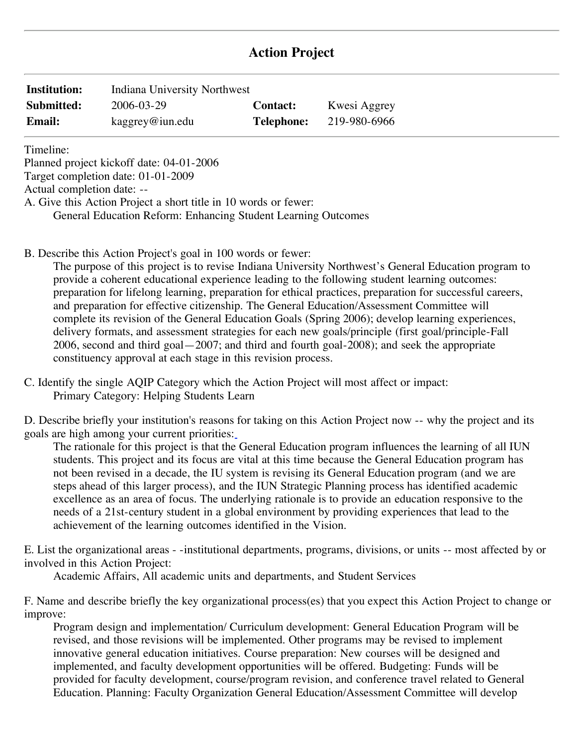## Action Project

| | | | |
|---|---|---|---|
| **Institution:** | Indiana University Northwest | | |
| **Submitted:** | 2006-03-29 | **Contact:** | Kwesi Aggrey |
| **Email:** | kaggrey@iun.edu | **Telephone:** | 219-980-6966 |

Timeline:
Planned project kickoff date: 04-01-2006
Target completion date: 01-01-2009
Actual completion date: --

A. Give this Action Project a short title in 10 words or fewer:

General Education Reform: Enhancing Student Learning Outcomes

B. Describe this Action Project's goal in 100 words or fewer:

The purpose of this project is to revise Indiana University Northwest's General Education program to provide a coherent educational experience leading to the following student learning outcomes: preparation for lifelong learning, preparation for ethical practices, preparation for successful careers, and preparation for effective citizenship. The General Education/Assessment Committee will complete its revision of the General Education Goals (Spring 2006); develop learning experiences, delivery formats, and assessment strategies for each new goals/principle (first goal/principle-Fall 2006, second and third goal—2007; and third and fourth goal-2008); and seek the appropriate constituency approval at each stage in this revision process.

C. Identify the single AQIP Category which the Action Project will most affect or impact:

Primary Category: Helping Students Learn

D. Describe briefly your institution's reasons for taking on this Action Project now -- why the project and its goals are high among your current priorities:

The rationale for this project is that the General Education program influences the learning of all IUN students. This project and its focus are vital at this time because the General Education program has not been revised in a decade, the IU system is revising its General Education program (and we are steps ahead of this larger process), and the IUN Strategic Planning process has identified academic excellence as an area of focus. The underlying rationale is to provide an education responsive to the needs of a 21st-century student in a global environment by providing experiences that lead to the achievement of the learning outcomes identified in the Vision.

E. List the organizational areas - -institutional departments, programs, divisions, or units -- most affected by or involved in this Action Project:

Academic Affairs, All academic units and departments, and Student Services

F. Name and describe briefly the key organizational process(es) that you expect this Action Project to change or improve:

Program design and implementation/ Curriculum development: General Education Program will be revised, and those revisions will be implemented. Other programs may be revised to implement innovative general education initiatives. Course preparation: New courses will be designed and implemented, and faculty development opportunities will be offered. Budgeting: Funds will be provided for faculty development, course/program revision, and conference travel related to General Education. Planning: Faculty Organization General Education/Assessment Committee will develop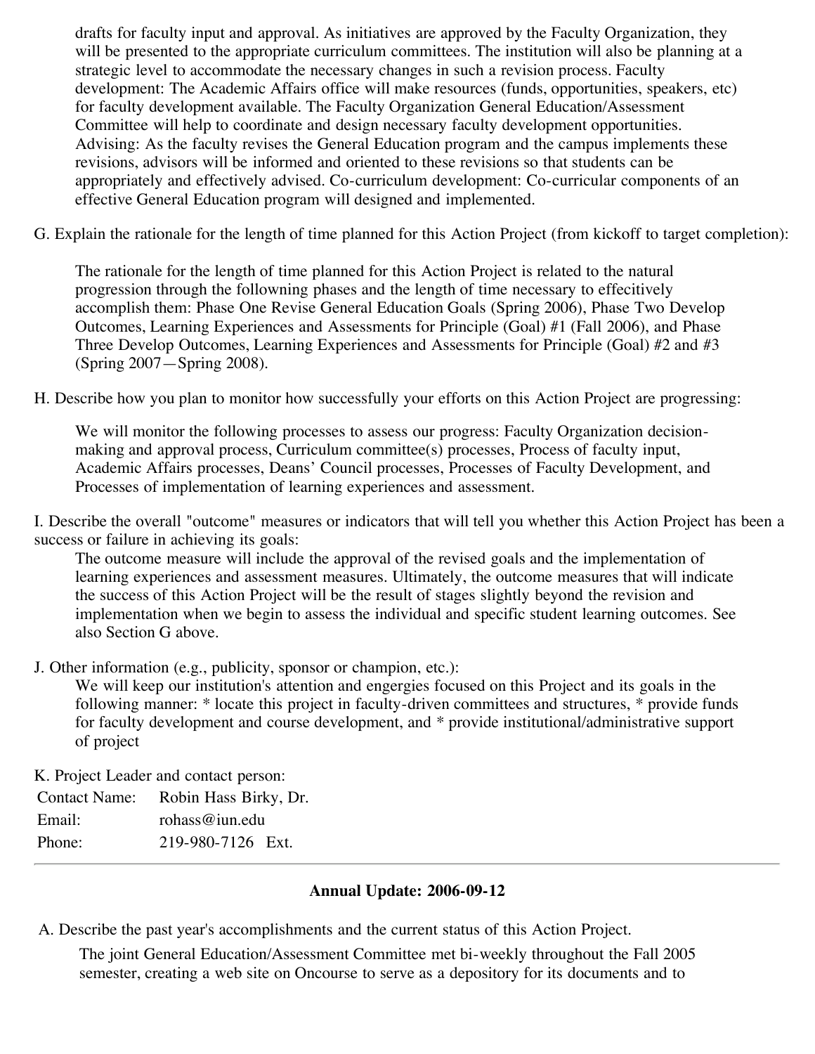drafts for faculty input and approval. As initiatives are approved by the Faculty Organization, they will be presented to the appropriate curriculum committees. The institution will also be planning at a strategic level to accommodate the necessary changes in such a revision process. Faculty development: The Academic Affairs office will make resources (funds, opportunities, speakers, etc) for faculty development available. The Faculty Organization General Education/Assessment Committee will help to coordinate and design necessary faculty development opportunities. Advising: As the faculty revises the General Education program and the campus implements these revisions, advisors will be informed and oriented to these revisions so that students can be appropriately and effectively advised. Co-curriculum development: Co-curricular components of an effective General Education program will designed and implemented.

G. Explain the rationale for the length of time planned for this Action Project (from kickoff to target completion):

The rationale for the length of time planned for this Action Project is related to the natural progression through the followning phases and the length of time necessary to effecitively accomplish them: Phase One Revise General Education Goals (Spring 2006), Phase Two Develop Outcomes, Learning Experiences and Assessments for Principle (Goal) #1 (Fall 2006), and Phase Three Develop Outcomes, Learning Experiences and Assessments for Principle (Goal) #2 and #3 (Spring 2007—Spring 2008).

H. Describe how you plan to monitor how successfully your efforts on this Action Project are progressing:

We will monitor the following processes to assess our progress: Faculty Organization decision-making and approval process, Curriculum committee(s) processes, Process of faculty input, Academic Affairs processes, Deans' Council processes, Processes of Faculty Development, and Processes of implementation of learning experiences and assessment.

I. Describe the overall "outcome" measures or indicators that will tell you whether this Action Project has been a success or failure in achieving its goals:

The outcome measure will include the approval of the revised goals and the implementation of learning experiences and assessment measures. Ultimately, the outcome measures that will indicate the success of this Action Project will be the result of stages slightly beyond the revision and implementation when we begin to assess the individual and specific student learning outcomes. See also Section G above.

J. Other information (e.g., publicity, sponsor or champion, etc.):

We will keep our institution's attention and engergies focused on this Project and its goals in the following manner: * locate this project in faculty-driven committees and structures, * provide funds for faculty development and course development, and * provide institutional/administrative support of project

K. Project Leader and contact person:

| | |
|---|---|
| Contact Name: | Robin Hass Birky, Dr. |
| Email: | rohass@iun.edu |
| Phone: | 219-980-7126 Ext. |

---

### Annual Update: 2006-09-12

A. Describe the past year's accomplishments and the current status of this Action Project.

The joint General Education/Assessment Committee met bi-weekly throughout the Fall 2005 semester, creating a web site on Oncourse to serve as a depository for its documents and to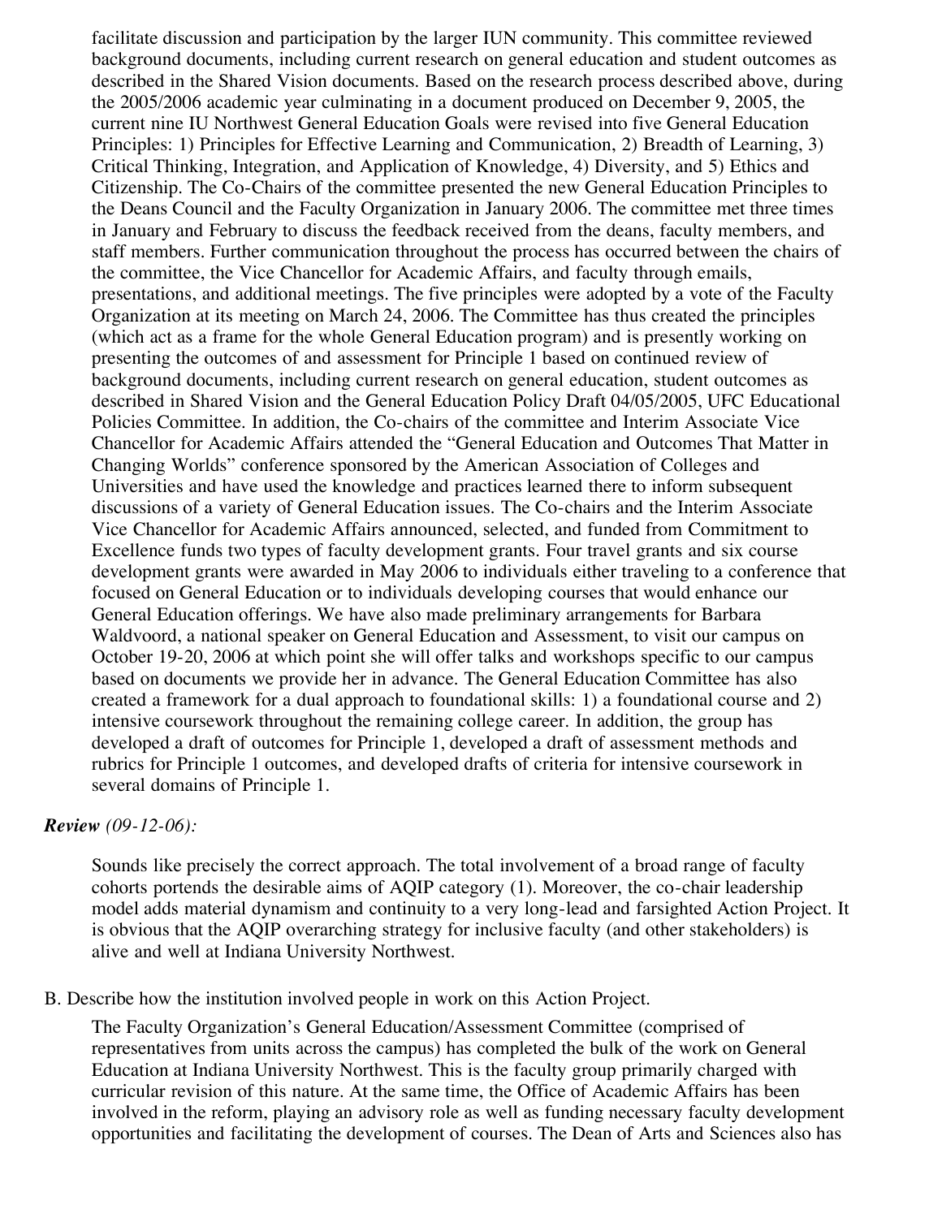facilitate discussion and participation by the larger IUN community. This committee reviewed background documents, including current research on general education and student outcomes as described in the Shared Vision documents. Based on the research process described above, during the 2005/2006 academic year culminating in a document produced on December 9, 2005, the current nine IU Northwest General Education Goals were revised into five General Education Principles: 1) Principles for Effective Learning and Communication, 2) Breadth of Learning, 3) Critical Thinking, Integration, and Application of Knowledge, 4) Diversity, and 5) Ethics and Citizenship. The Co-Chairs of the committee presented the new General Education Principles to the Deans Council and the Faculty Organization in January 2006. The committee met three times in January and February to discuss the feedback received from the deans, faculty members, and staff members. Further communication throughout the process has occurred between the chairs of the committee, the Vice Chancellor for Academic Affairs, and faculty through emails, presentations, and additional meetings. The five principles were adopted by a vote of the Faculty Organization at its meeting on March 24, 2006. The Committee has thus created the principles (which act as a frame for the whole General Education program) and is presently working on presenting the outcomes of and assessment for Principle 1 based on continued review of background documents, including current research on general education, student outcomes as described in Shared Vision and the General Education Policy Draft 04/05/2005, UFC Educational Policies Committee. In addition, the Co-chairs of the committee and Interim Associate Vice Chancellor for Academic Affairs attended the "General Education and Outcomes That Matter in Changing Worlds" conference sponsored by the American Association of Colleges and Universities and have used the knowledge and practices learned there to inform subsequent discussions of a variety of General Education issues. The Co-chairs and the Interim Associate Vice Chancellor for Academic Affairs announced, selected, and funded from Commitment to Excellence funds two types of faculty development grants. Four travel grants and six course development grants were awarded in May 2006 to individuals either traveling to a conference that focused on General Education or to individuals developing courses that would enhance our General Education offerings. We have also made preliminary arrangements for Barbara Waldvoord, a national speaker on General Education and Assessment, to visit our campus on October 19-20, 2006 at which point she will offer talks and workshops specific to our campus based on documents we provide her in advance. The General Education Committee has also created a framework for a dual approach to foundational skills: 1) a foundational course and 2) intensive coursework throughout the remaining college career. In addition, the group has developed a draft of outcomes for Principle 1, developed a draft of assessment methods and rubrics for Principle 1 outcomes, and developed drafts of criteria for intensive coursework in several domains of Principle 1.

***Review** (09-12-06):*

Sounds like precisely the correct approach. The total involvement of a broad range of faculty cohorts portends the desirable aims of AQIP category (1). Moreover, the co-chair leadership model adds material dynamism and continuity to a very long-lead and farsighted Action Project. It is obvious that the AQIP overarching strategy for inclusive faculty (and other stakeholders) is alive and well at Indiana University Northwest.

B. Describe how the institution involved people in work on this Action Project.

The Faculty Organization's General Education/Assessment Committee (comprised of representatives from units across the campus) has completed the bulk of the work on General Education at Indiana University Northwest. This is the faculty group primarily charged with curricular revision of this nature. At the same time, the Office of Academic Affairs has been involved in the reform, playing an advisory role as well as funding necessary faculty development opportunities and facilitating the development of courses. The Dean of Arts and Sciences also has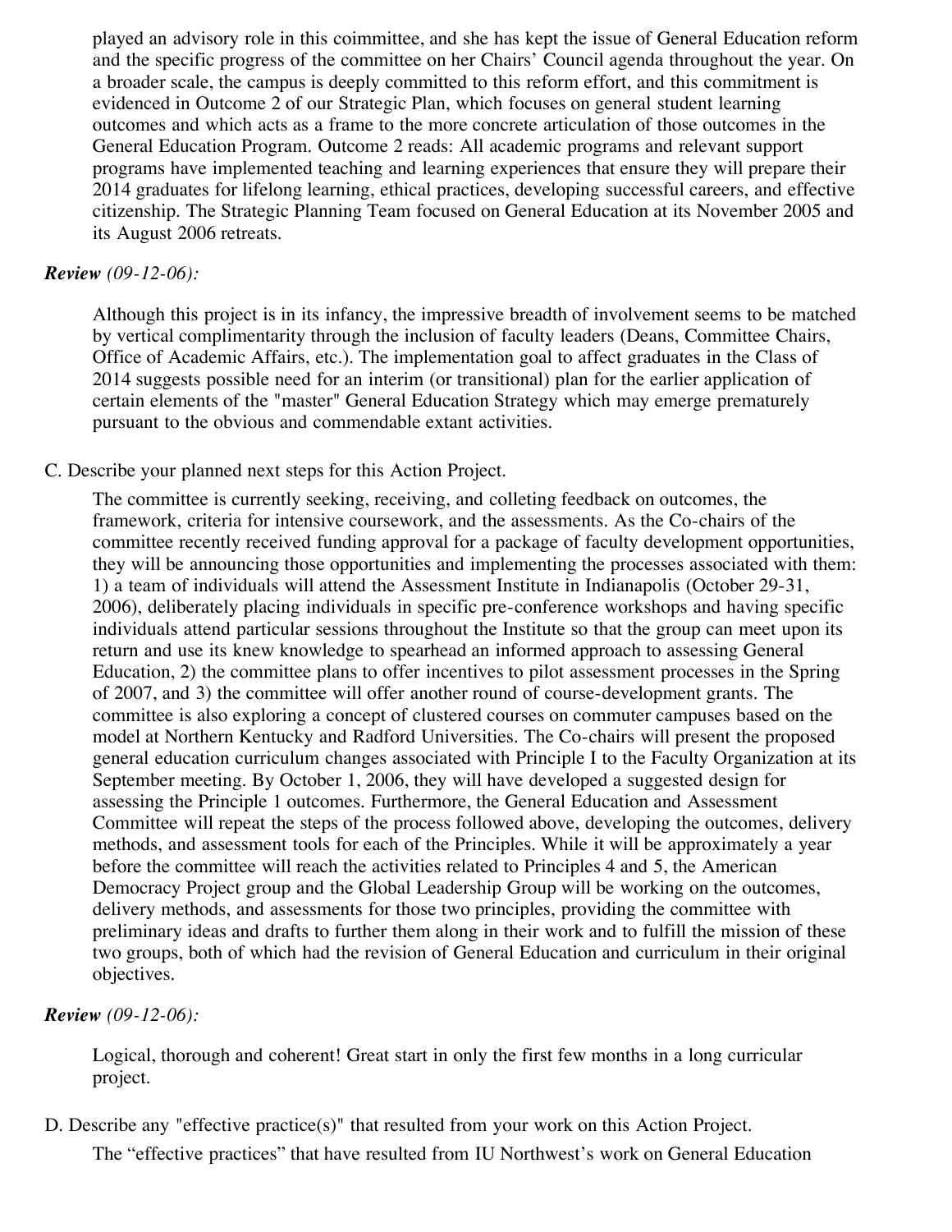played an advisory role in this coimmittee, and she has kept the issue of General Education reform and the specific progress of the committee on her Chairs' Council agenda throughout the year. On a broader scale, the campus is deeply committed to this reform effort, and this commitment is evidenced in Outcome 2 of our Strategic Plan, which focuses on general student learning outcomes and which acts as a frame to the more concrete articulation of those outcomes in the General Education Program. Outcome 2 reads: All academic programs and relevant support programs have implemented teaching and learning experiences that ensure they will prepare their 2014 graduates for lifelong learning, ethical practices, developing successful careers, and effective citizenship. The Strategic Planning Team focused on General Education at its November 2005 and its August 2006 retreats.

***Review*** *(09-12-06):*

Although this project is in its infancy, the impressive breadth of involvement seems to be matched by vertical complimentarity through the inclusion of faculty leaders (Deans, Committee Chairs, Office of Academic Affairs, etc.). The implementation goal to affect graduates in the Class of 2014 suggests possible need for an interim (or transitional) plan for the earlier application of certain elements of the "master" General Education Strategy which may emerge prematurely pursuant to the obvious and commendable extant activities.

C. Describe your planned next steps for this Action Project.

The committee is currently seeking, receiving, and colleting feedback on outcomes, the framework, criteria for intensive coursework, and the assessments. As the Co-chairs of the committee recently received funding approval for a package of faculty development opportunities, they will be announcing those opportunities and implementing the processes associated with them: 1) a team of individuals will attend the Assessment Institute in Indianapolis (October 29-31, 2006), deliberately placing individuals in specific pre-conference workshops and having specific individuals attend particular sessions throughout the Institute so that the group can meet upon its return and use its knew knowledge to spearhead an informed approach to assessing General Education, 2) the committee plans to offer incentives to pilot assessment processes in the Spring of 2007, and 3) the committee will offer another round of course-development grants. The committee is also exploring a concept of clustered courses on commuter campuses based on the model at Northern Kentucky and Radford Universities. The Co-chairs will present the proposed general education curriculum changes associated with Principle I to the Faculty Organization at its September meeting. By October 1, 2006, they will have developed a suggested design for assessing the Principle 1 outcomes. Furthermore, the General Education and Assessment Committee will repeat the steps of the process followed above, developing the outcomes, delivery methods, and assessment tools for each of the Principles. While it will be approximately a year before the committee will reach the activities related to Principles 4 and 5, the American Democracy Project group and the Global Leadership Group will be working on the outcomes, delivery methods, and assessments for those two principles, providing the committee with preliminary ideas and drafts to further them along in their work and to fulfill the mission of these two groups, both of which had the revision of General Education and curriculum in their original objectives.

***Review*** *(09-12-06):*

Logical, thorough and coherent! Great start in only the first few months in a long curricular project.

D. Describe any "effective practice(s)" that resulted from your work on this Action Project.

The "effective practices" that have resulted from IU Northwest's work on General Education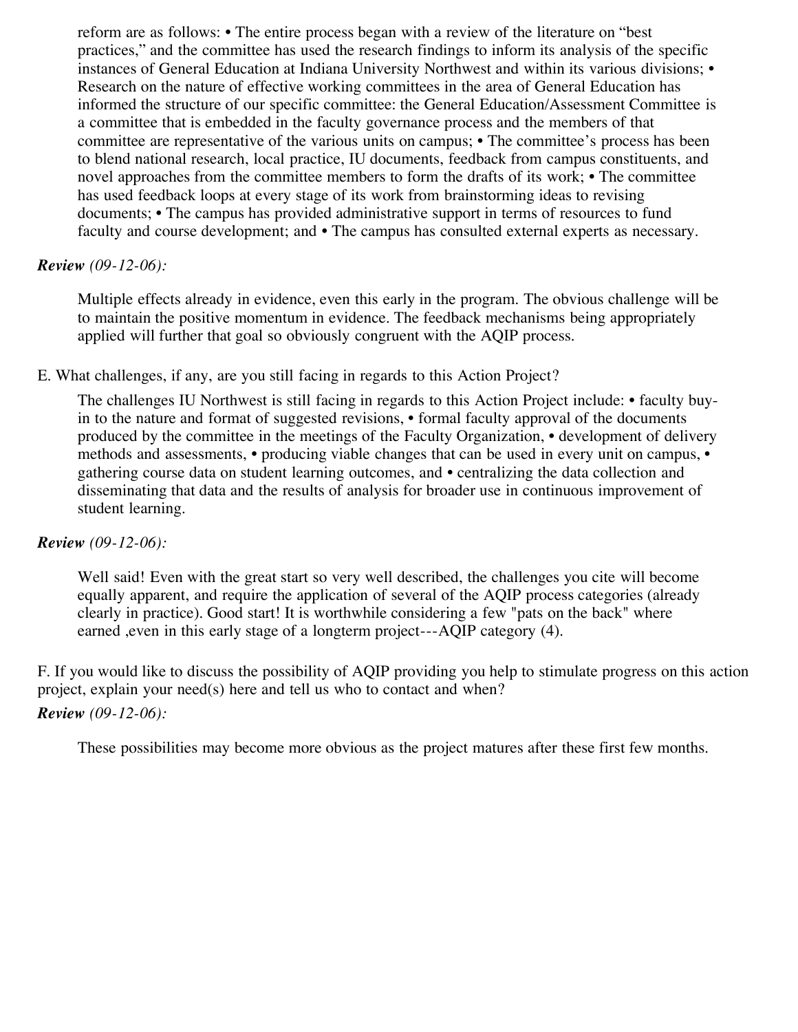reform are as follows: • The entire process began with a review of the literature on "best practices," and the committee has used the research findings to inform its analysis of the specific instances of General Education at Indiana University Northwest and within its various divisions; • Research on the nature of effective working committees in the area of General Education has informed the structure of our specific committee: the General Education/Assessment Committee is a committee that is embedded in the faculty governance process and the members of that committee are representative of the various units on campus; • The committee's process has been to blend national research, local practice, IU documents, feedback from campus constituents, and novel approaches from the committee members to form the drafts of its work; • The committee has used feedback loops at every stage of its work from brainstorming ideas to revising documents; • The campus has provided administrative support in terms of resources to fund faculty and course development; and • The campus has consulted external experts as necessary.

***Review** (09-12-06):*

Multiple effects already in evidence, even this early in the program. The obvious challenge will be to maintain the positive momentum in evidence. The feedback mechanisms being appropriately applied will further that goal so obviously congruent with the AQIP process.

E. What challenges, if any, are you still facing in regards to this Action Project?

The challenges IU Northwest is still facing in regards to this Action Project include: • faculty buy-in to the nature and format of suggested revisions, • formal faculty approval of the documents produced by the committee in the meetings of the Faculty Organization, • development of delivery methods and assessments, • producing viable changes that can be used in every unit on campus, • gathering course data on student learning outcomes, and • centralizing the data collection and disseminating that data and the results of analysis for broader use in continuous improvement of student learning.

***Review** (09-12-06):*

Well said! Even with the great start so very well described, the challenges you cite will become equally apparent, and require the application of several of the AQIP process categories (already clearly in practice). Good start! It is worthwhile considering a few "pats on the back" where earned ,even in this early stage of a longterm project---AQIP category (4).

F. If you would like to discuss the possibility of AQIP providing you help to stimulate progress on this action project, explain your need(s) here and tell us who to contact and when?

***Review** (09-12-06):*

These possibilities may become more obvious as the project matures after these first few months.